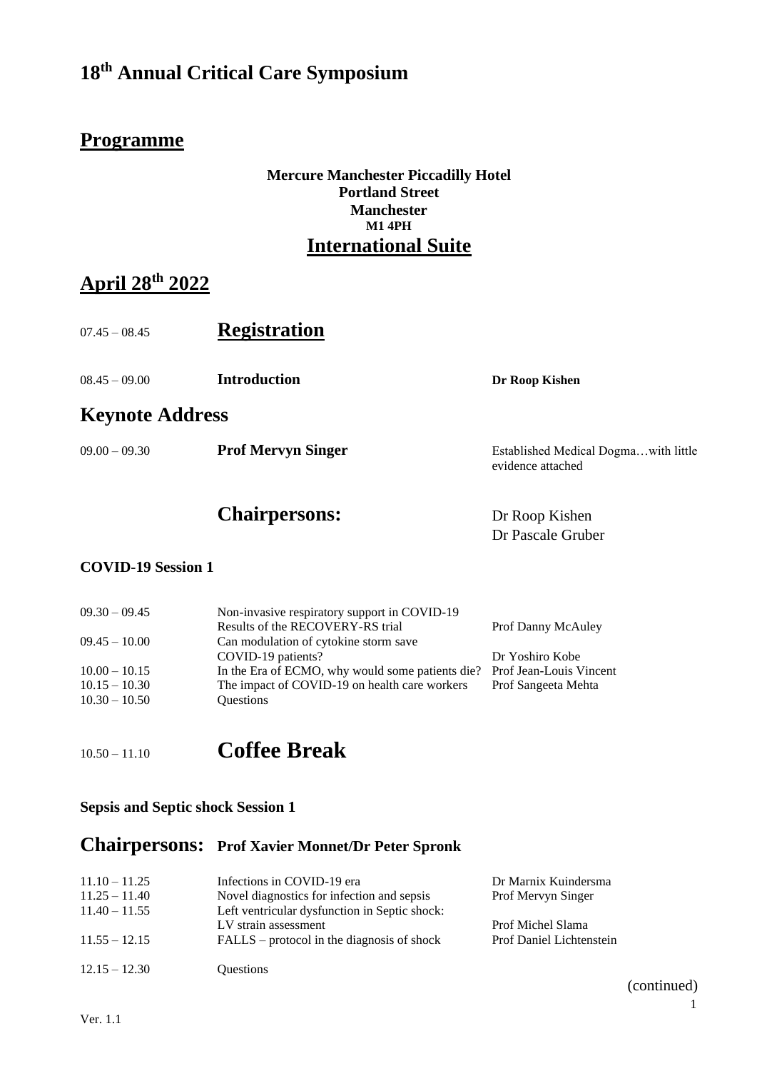# 18th Annual Critical Care Symposium

## Programme

**Mercure Manchester Piccadilly Hotel**
**Portland Street**
**Manchester**
**M1 4PH**

## International Suite

## April 28th 2022

| | | |
|---|---|---|
| 07.45 – 08.45 | **Registration** | |
| 08.45 – 09.00 | **Introduction** | **Dr Roop Kishen** |

## Keynote Address

| | | |
|---|---|---|
| 09.00 – 09.30 | **Prof Mervyn Singer** | Established Medical Dogma…with little evidence attached |

**Chairpersons:** Dr Roop Kishen, Dr Pascale Gruber

### COVID-19 Session 1

| | | |
|---|---|---|
| 09.30 – 09.45 | Non-invasive respiratory support in COVID-19 Results of the RECOVERY-RS trial | Prof Danny McAuley |
| 09.45 – 10.00 | Can modulation of cytokine storm save COVID-19 patients? | Dr Yoshiro Kobe |
| 10.00 – 10.15 | In the Era of ECMO, why would some patients die? | Prof Jean-Louis Vincent |
| 10.15 – 10.30 | The impact of COVID-19 on health care workers | Prof Sangeeta Mehta |
| 10.30 – 10.50 | Questions | |

| | |
|---|---|
| 10.50 – 11.10 | **Coffee Break** |

### Sepsis and Septic shock Session 1

**Chairpersons: Prof Xavier Monnet/Dr Peter Spronk**

| | | |
|---|---|---|
| 11.10 – 11.25 | Infections in COVID-19 era | Dr Marnix Kuindersma |
| 11.25 – 11.40 | Novel diagnostics for infection and sepsis | Prof Mervyn Singer |
| 11.40 – 11.55 | Left ventricular dysfunction in Septic shock: LV strain assessment | Prof Michel Slama |
| 11.55 – 12.15 | FALLS – protocol in the diagnosis of shock | Prof Daniel Lichtenstein |
| 12.15 – 12.30 | Questions | |

(continued)

Ver. 1.1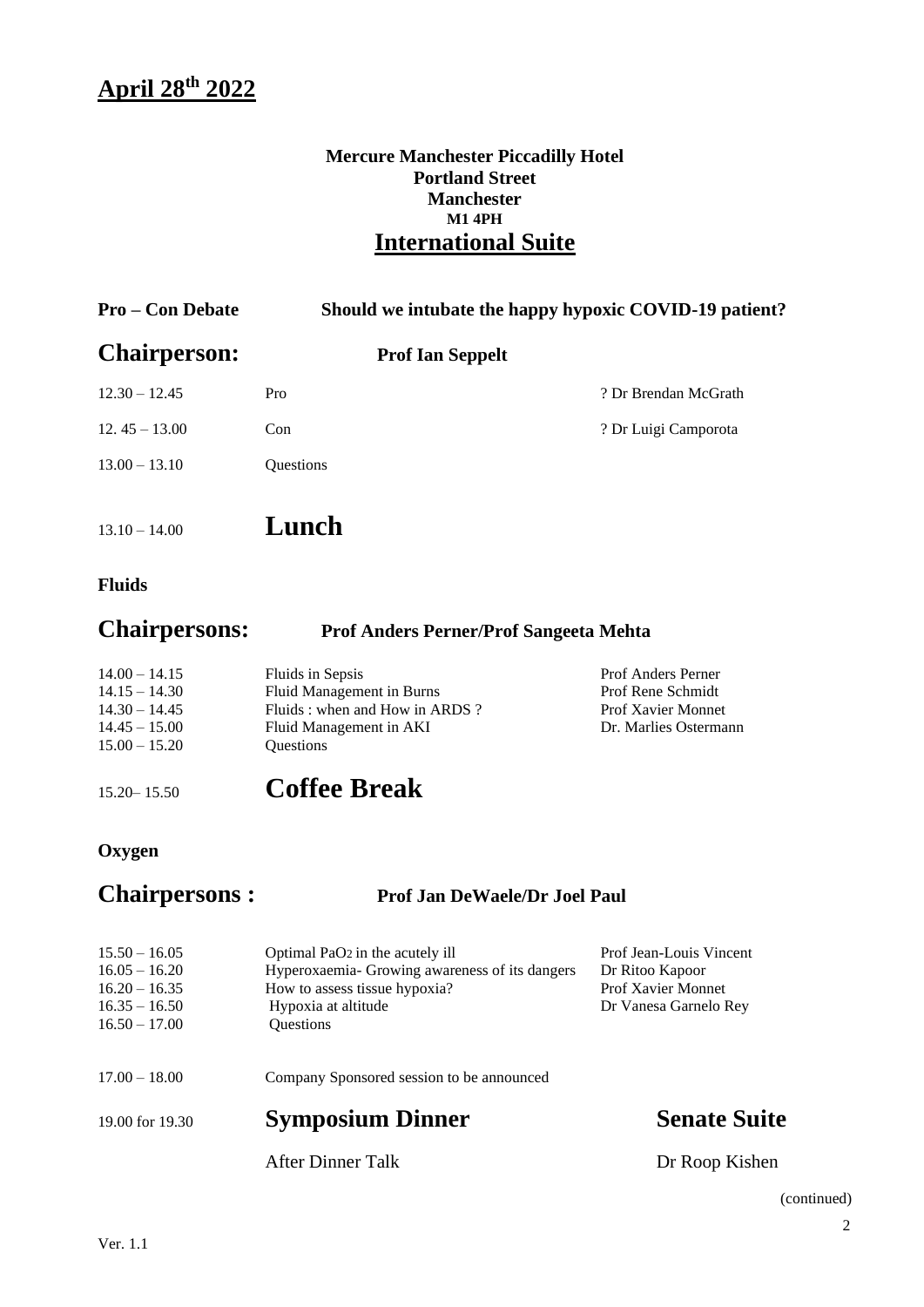# April 28th 2022

**Mercure Manchester Piccadilly Hotel**
**Portland Street**
**Manchester**
**M1 4PH**

## International Suite

**Pro – Con Debate** **Should we intubate the happy hypoxic COVID-19 patient?**

## Chairperson: **Prof Ian Seppelt**

| | | |
|---|---|---|
| 12.30 – 12.45 | Pro | ? Dr Brendan McGrath |
| 12. 45 – 13.00 | Con | ? Dr Luigi Camporota |
| 13.00 – 13.10 | Questions | |

13.10 – 14.00 **Lunch**

**Fluids**

## Chairpersons: **Prof Anders Perner/Prof Sangeeta Mehta**

| | | |
|---|---|---|
| 14.00 – 14.15 | Fluids in Sepsis | Prof Anders Perner |
| 14.15 – 14.30 | Fluid Management in Burns | Prof Rene Schmidt |
| 14.30 – 14.45 | Fluids : when and How in ARDS ? | Prof Xavier Monnet |
| 14.45 – 15.00 | Fluid Management in AKI | Dr. Marlies Ostermann |
| 15.00 – 15.20 | Questions | |

15.20– 15.50 **Coffee Break**

**Oxygen**

## Chairpersons : **Prof Jan DeWaele/Dr Joel Paul**

| | | |
|---|---|---|
| 15.50 – 16.05 | Optimal $PaO_2$ in the acutely ill | Prof Jean-Louis Vincent |
| 16.05 – 16.20 | Hyperoxaemia- Growing awareness of its dangers | Dr Ritoo Kapoor |
| 16.20 – 16.35 | How to assess tissue hypoxia? | Prof Xavier Monnet |
| 16.35 – 16.50 | Hypoxia at altitude | Dr Vanesa Garnelo Rey |
| 16.50 – 17.00 | Questions | |

17.00 – 18.00 Company Sponsored session to be announced

19.00 for 19.30 **Symposium Dinner** **Senate Suite**

After Dinner Talk Dr Roop Kishen

(continued)

Ver. 1.1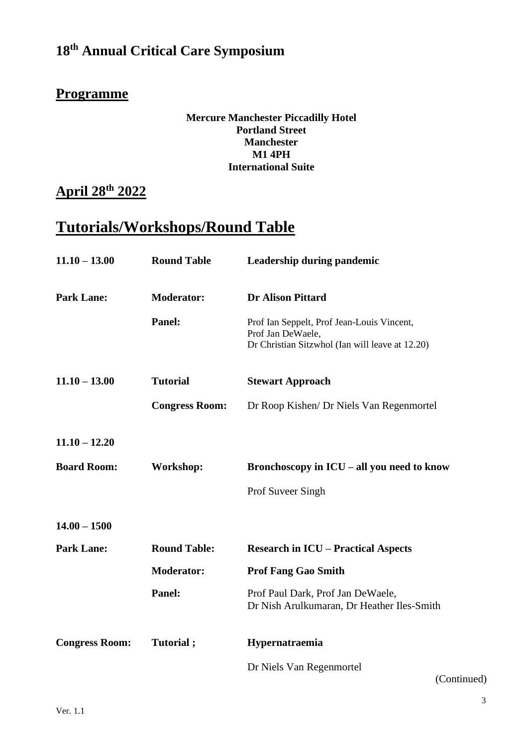# 18th Annual Critical Care Symposium

## Programme

**Mercure Manchester Piccadilly Hotel**
**Portland Street**
**Manchester**
**M1 4PH**
**International Suite**

## April 28th 2022

# Tutorials/Workshops/Round Table

| | | |
|---|---|---|
| **11.10 – 13.00** | **Round Table** | **Leadership during pandemic** |
| **Park Lane:** | **Moderator:** | **Dr Alison Pittard** |
| | **Panel:** | Prof Ian Seppelt, Prof Jean-Louis Vincent, Prof Jan DeWaele, Dr Christian Sitzwhol (Ian will leave at 12.20) |
| **11.10 – 13.00** | **Tutorial** | **Stewart Approach** |
| | **Congress Room:** | Dr Roop Kishen/ Dr Niels Van Regenmortel |
| **11.10 – 12.20** | | |
| **Board Room:** | **Workshop:** | **Bronchoscopy in ICU – all you need to know** |
| | | Prof Suveer Singh |
| **14.00 – 1500** | | |
| **Park Lane:** | **Round Table:** | **Research in ICU – Practical Aspects** |
| | **Moderator:** | **Prof Fang Gao Smith** |
| | **Panel:** | Prof Paul Dark, Prof Jan DeWaele, Dr Nish Arulkumaran, Dr Heather Iles-Smith |
| **Congress Room:** | **Tutorial ;** | **Hypernatraemia** |
| | | Dr Niels Van Regenmortel |

(Continued)

Ver. 1.1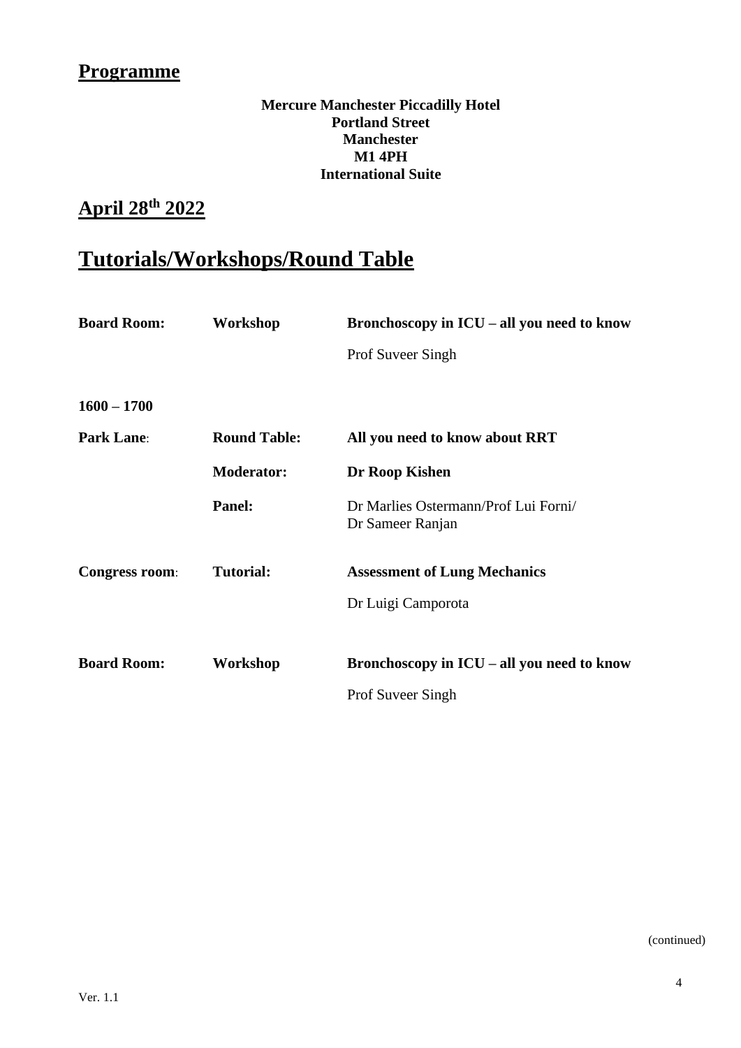## Programme

**Mercure Manchester Piccadilly Hotel**
**Portland Street**
**Manchester**
**M1 4PH**
**International Suite**

## April 28th 2022

# Tutorials/Workshops/Round Table

| | | |
|---|---|---|
| **Board Room:** | **Workshop** | **Bronchoscopy in ICU – all you need to know** |
| | | Prof Suveer Singh |
| **1600 – 1700** | | |
| **Park Lane**: | **Round Table:** | **All you need to know about RRT** |
| | **Moderator:** | **Dr Roop Kishen** |
| | **Panel:** | Dr Marlies Ostermann/Prof Lui Forni/ Dr Sameer Ranjan |
| **Congress room**: | **Tutorial:** | **Assessment of Lung Mechanics** |
| | | Dr Luigi Camporota |
| **Board Room:** | **Workshop** | **Bronchoscopy in ICU – all you need to know** |
| | | Prof Suveer Singh |

(continued)

Ver. 1.1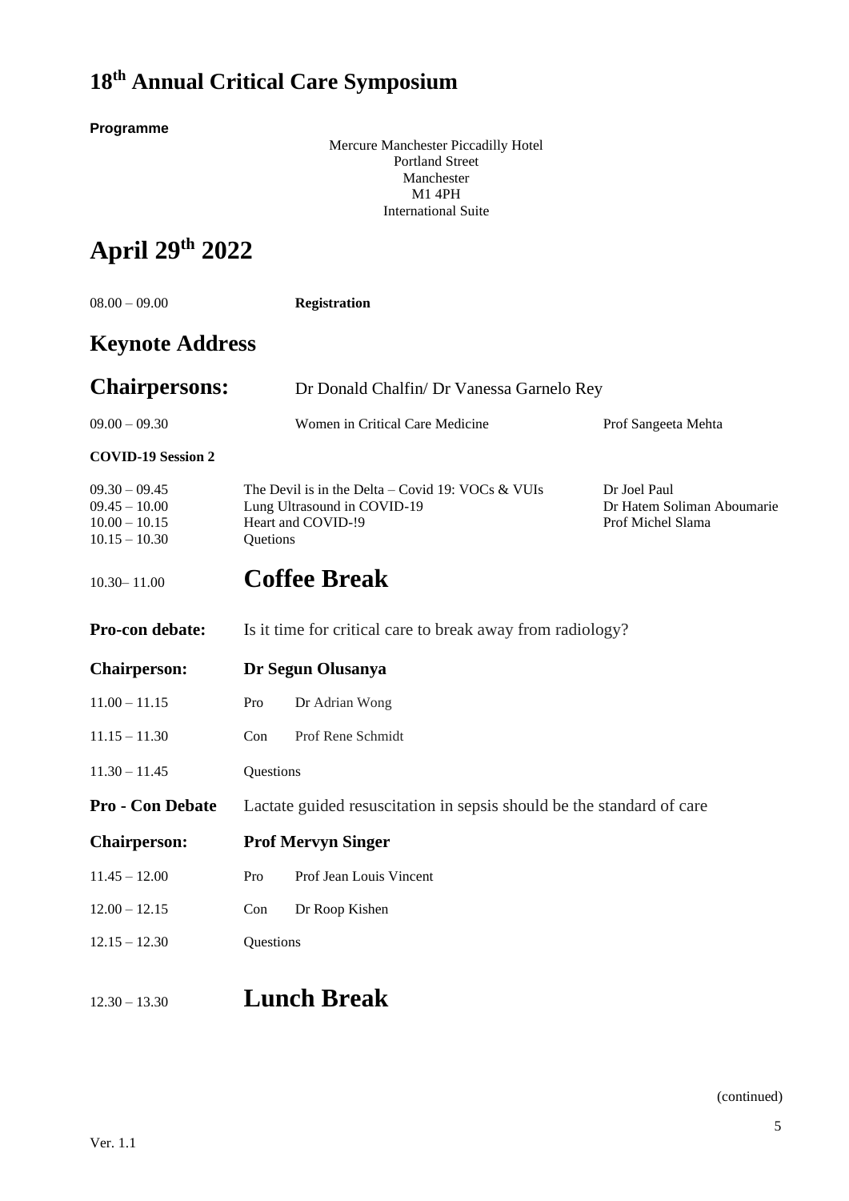# 18th Annual Critical Care Symposium

**Programme**

Mercure Manchester Piccadilly Hotel
Portland Street
Manchester
M1 4PH
International Suite

# April 29th 2022

| | | |
|---|---|---|
| 08.00 – 09.00 | **Registration** | |

## Keynote Address

## Chairpersons: Dr Donald Chalfin/ Dr Vanessa Garnelo Rey

| | | |
|---|---|---|
| 09.00 – 09.30 | Women in Critical Care Medicine | Prof Sangeeta Mehta |

**COVID-19 Session 2**

| | | |
|---|---|---|
| 09.30 – 09.45 | The Devil is in the Delta – Covid 19: VOCs & VUIs | Dr Joel Paul |
| 09.45 – 10.00 | Lung Ultrasound in COVID-19 | Dr Hatem Soliman Aboumarie |
| 10.00 – 10.15 | Heart and COVID-!9 | Prof Michel Slama |
| 10.15 – 10.30 | Quetions | |

10.30– 11.00 **Coffee Break**

**Pro-con debate:** Is it time for critical care to break away from radiology?

**Chairperson:** **Dr Segun Olusanya**

| | | |
|---|---|---|
| 11.00 – 11.15 | Pro | Dr Adrian Wong |
| 11.15 – 11.30 | Con | Prof Rene Schmidt |
| 11.30 – 11.45 | Questions | |

**Pro - Con Debate** Lactate guided resuscitation in sepsis should be the standard of care

**Chairperson:** **Prof Mervyn Singer**

| | | |
|---|---|---|
| 11.45 – 12.00 | Pro | Prof Jean Louis Vincent |
| 12.00 – 12.15 | Con | Dr Roop Kishen |
| 12.15 – 12.30 | Questions | |

12.30 – 13.30 **Lunch Break**

(continued)

Ver. 1.1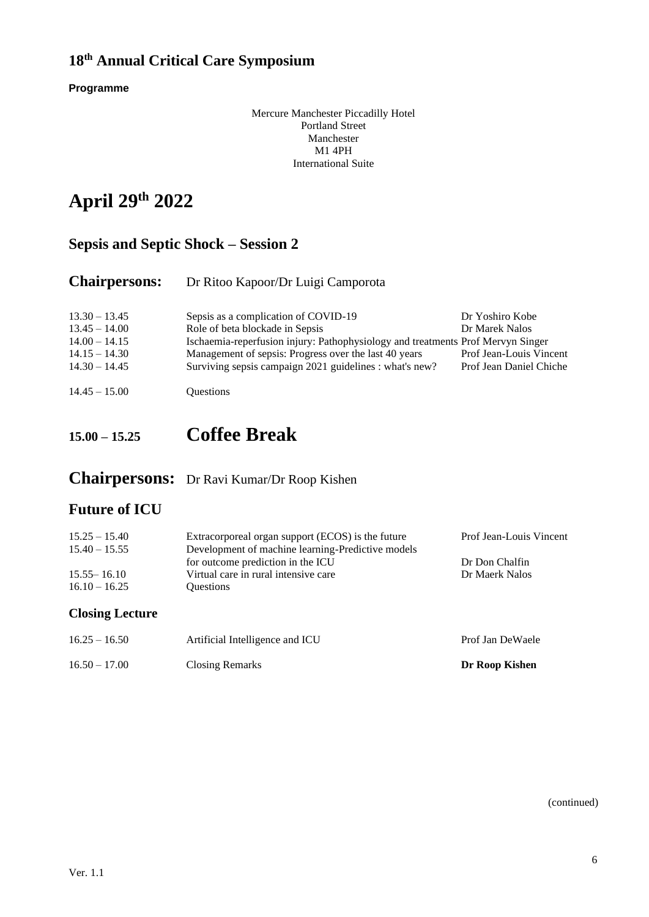## 18th Annual Critical Care Symposium

**Programme**

Mercure Manchester Piccadilly Hotel
Portland Street
Manchester
M1 4PH
International Suite

# April 29th 2022

## Sepsis and Septic Shock – Session 2

### Chairpersons: Dr Ritoo Kapoor/Dr Luigi Camporota

| | | |
|---|---|---|
| 13.30 – 13.45 | Sepsis as a complication of COVID-19 | Dr Yoshiro Kobe |
| 13.45 – 14.00 | Role of beta blockade in Sepsis | Dr Marek Nalos |
| 14.00 – 14.15 | Ischaemia-reperfusion injury: Pathophysiology and treatments | Prof Mervyn Singer |
| 14.15 – 14.30 | Management of sepsis: Progress over the last 40 years | Prof Jean-Louis Vincent |
| 14.30 – 14.45 | Surviving sepsis campaign 2021 guidelines : what's new? | Prof Jean Daniel Chiche |
| 14.45 – 15.00 | Questions | |

## 15.00 – 15.25 Coffee Break

### Chairpersons: Dr Ravi Kumar/Dr Roop Kishen

## Future of ICU

| | | |
|---|---|---|
| 15.25 – 15.40 | Extracorporeal organ support (ECOS) is the future | Prof Jean-Louis Vincent |
| 15.40 – 15.55 | Development of machine learning-Predictive models for outcome prediction in the ICU | Dr Don Chalfin |
| 15.55– 16.10 | Virtual care in rural intensive care | Dr Maerk Nalos |
| 16.10 – 16.25 | Questions | |

### Closing Lecture

| | | |
|---|---|---|
| 16.25 – 16.50 | Artificial Intelligence and ICU | Prof Jan DeWaele |
| 16.50 – 17.00 | Closing Remarks | **Dr Roop Kishen** |

(continued)

Ver. 1.1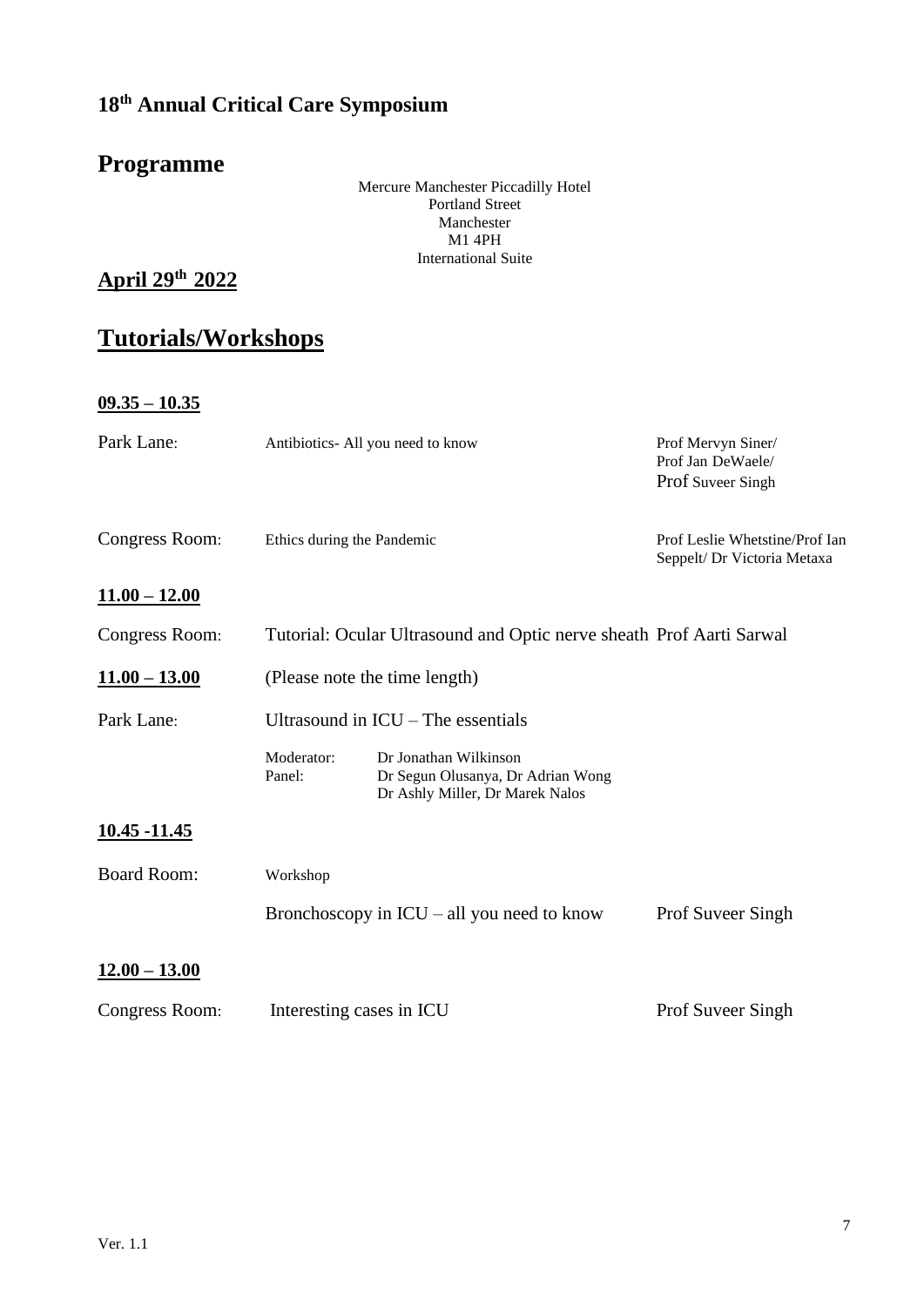## 18th Annual Critical Care Symposium

# Programme

Mercure Manchester Piccadilly Hotel
Portland Street
Manchester
M1 4PH
International Suite

## April 29th 2022

# Tutorials/Workshops

**09.35 – 10.35**

Park Lane: Antibiotics- All you need to know — Prof Mervyn Siner/ Prof Jan DeWaele/ Prof Suveer Singh

Congress Room: Ethics during the Pandemic — Prof Leslie Whetstine/Prof Ian Seppelt/ Dr Victoria Metaxa

**11.00 – 12.00**

Congress Room: Tutorial: Ocular Ultrasound and Optic nerve sheath — Prof Aarti Sarwal

**11.00 – 13.00** (Please note the time length)

Park Lane: Ultrasound in ICU – The essentials

Moderator: Dr Jonathan Wilkinson
Panel: Dr Segun Olusanya, Dr Adrian Wong, Dr Ashly Miller, Dr Marek Nalos

**10.45 -11.45**

Board Room: Workshop

Bronchoscopy in ICU – all you need to know — Prof Suveer Singh

**12.00 – 13.00**

Congress Room: Interesting cases in ICU — Prof Suveer Singh

Ver. 1.1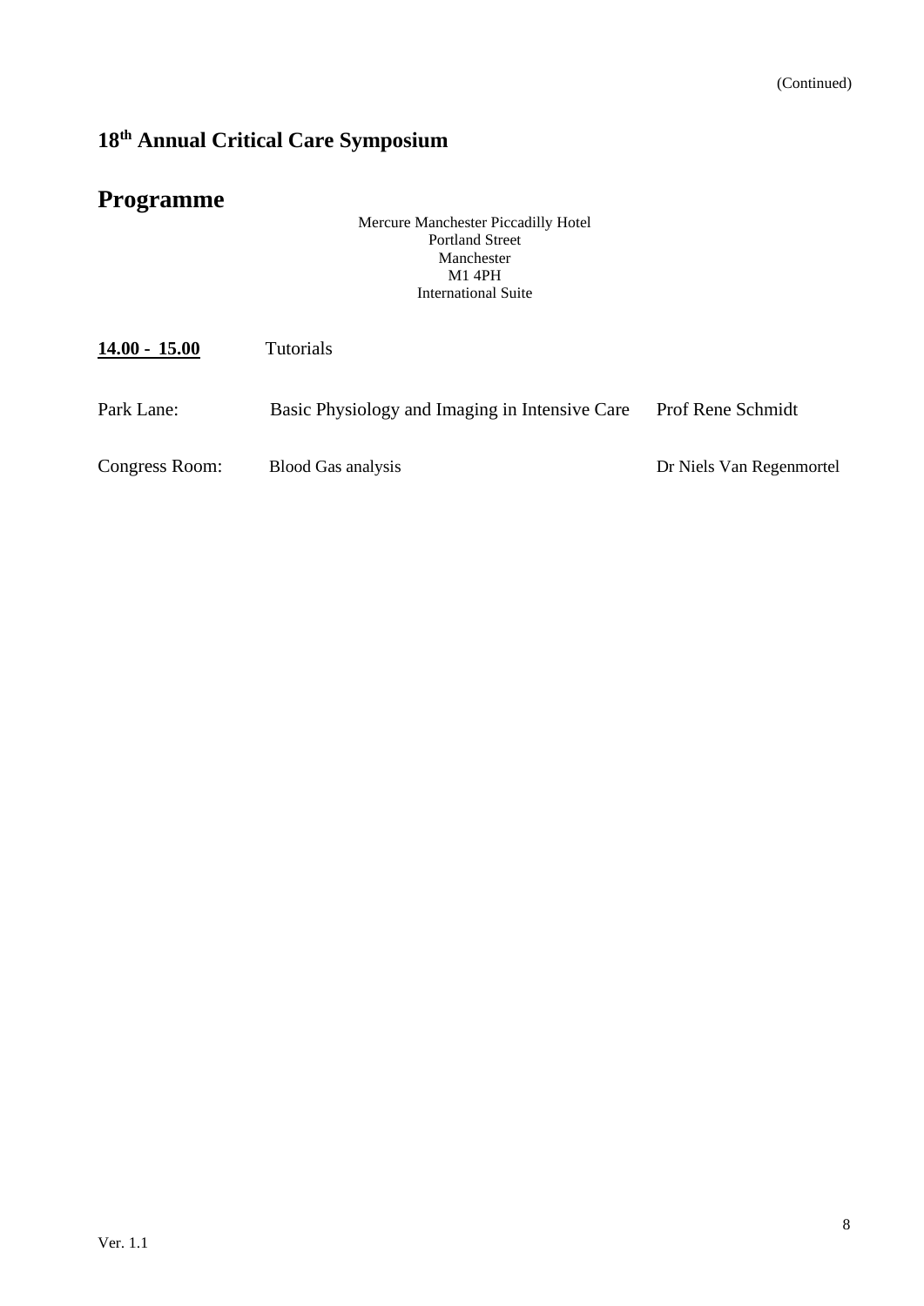(Continued)

# 18th Annual Critical Care Symposium

# Programme

Mercure Manchester Piccadilly Hotel
Portland Street
Manchester
M1 4PH
International Suite

**14.00 - 15.00** Tutorials

| | | |
|---|---|---|
| Park Lane: | Basic Physiology and Imaging in Intensive Care | Prof Rene Schmidt |
| Congress Room: | Blood Gas analysis | Dr Niels Van Regenmortel |

Ver. 1.1